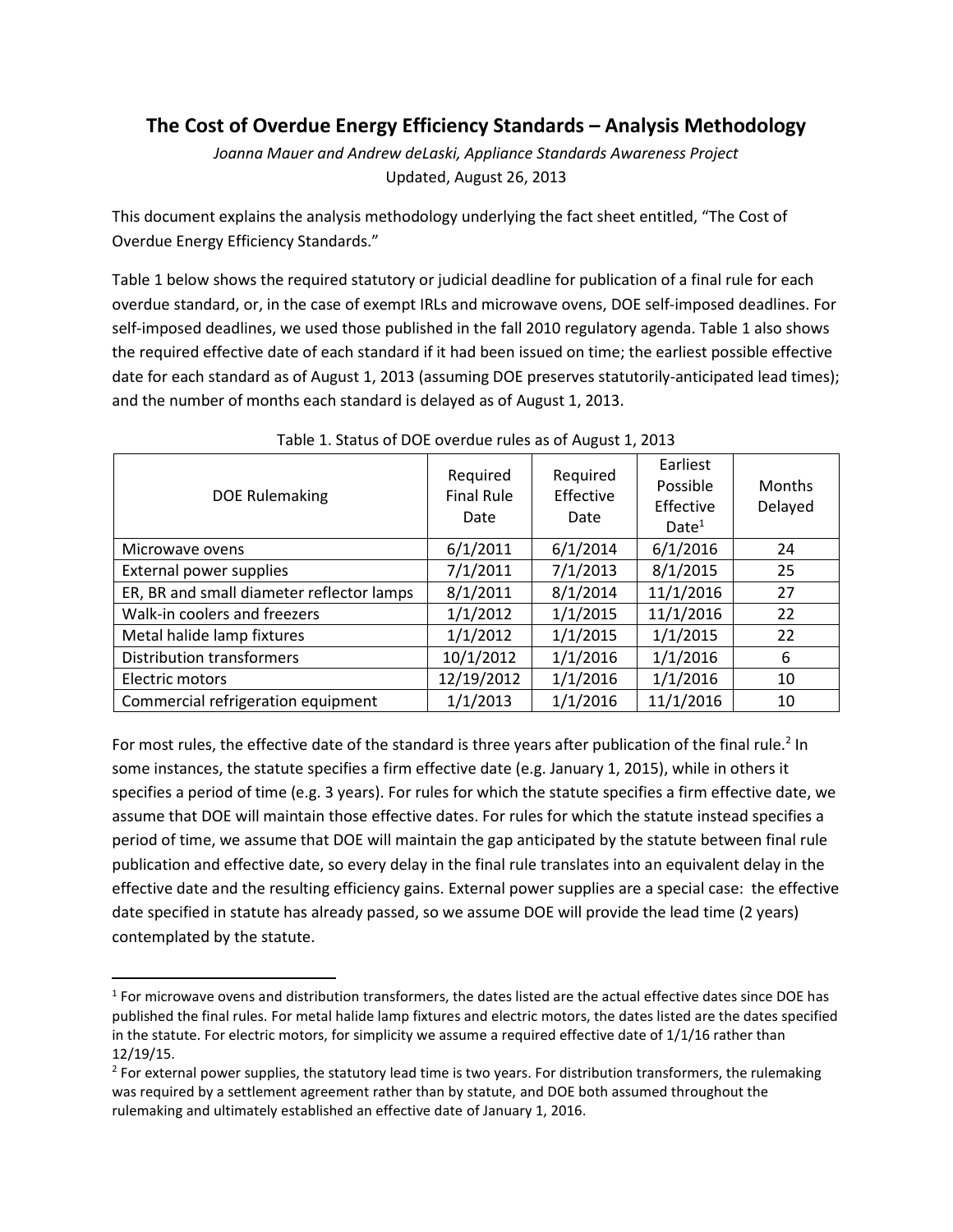# The Cost of Overdue Energy Efficiency Standards – Analysis Methodology

*Joanna Mauer and Andrew deLaski, Appliance Standards Awareness Project*

Updated, August 26, 2013

This document explains the analysis methodology underlying the fact sheet entitled, "The Cost of Overdue Energy Efficiency Standards."

Table 1 below shows the required statutory or judicial deadline for publication of a final rule for each overdue standard, or, in the case of exempt IRLs and microwave ovens, DOE self-imposed deadlines. For self-imposed deadlines, we used those published in the fall 2010 regulatory agenda. Table 1 also shows the required effective date of each standard if it had been issued on time; the earliest possible effective date for each standard as of August 1, 2013 (assuming DOE preserves statutorily-anticipated lead times); and the number of months each standard is delayed as of August 1, 2013.

Table 1. Status of DOE overdue rules as of August 1, 2013

| DOE Rulemaking | Required Final Rule Date | Required Effective Date | Earliest Possible Effective Date[1] | Months Delayed |
|---|---|---|---|---|
| Microwave ovens | 6/1/2011 | 6/1/2014 | 6/1/2016 | 24 |
| External power supplies | 7/1/2011 | 7/1/2013 | 8/1/2015 | 25 |
| ER, BR and small diameter reflector lamps | 8/1/2011 | 8/1/2014 | 11/1/2016 | 27 |
| Walk-in coolers and freezers | 1/1/2012 | 1/1/2015 | 11/1/2016 | 22 |
| Metal halide lamp fixtures | 1/1/2012 | 1/1/2015 | 1/1/2015 | 22 |
| Distribution transformers | 10/1/2012 | 1/1/2016 | 1/1/2016 | 6 |
| Electric motors | 12/19/2012 | 1/1/2016 | 1/1/2016 | 10 |
| Commercial refrigeration equipment | 1/1/2013 | 1/1/2016 | 11/1/2016 | 10 |

For most rules, the effective date of the standard is three years after publication of the final rule.[2] In some instances, the statute specifies a firm effective date (e.g. January 1, 2015), while in others it specifies a period of time (e.g. 3 years). For rules for which the statute specifies a firm effective date, we assume that DOE will maintain those effective dates. For rules for which the statute instead specifies a period of time, we assume that DOE will maintain the gap anticipated by the statute between final rule publication and effective date, so every delay in the final rule translates into an equivalent delay in the effective date and the resulting efficiency gains. External power supplies are a special case: the effective date specified in statute has already passed, so we assume DOE will provide the lead time (2 years) contemplated by the statute.

---

[1] For microwave ovens and distribution transformers, the dates listed are the actual effective dates since DOE has published the final rules. For metal halide lamp fixtures and electric motors, the dates listed are the dates specified in the statute. For electric motors, for simplicity we assume a required effective date of 1/1/16 rather than 12/19/15.

[2] For external power supplies, the statutory lead time is two years. For distribution transformers, the rulemaking was required by a settlement agreement rather than by statute, and DOE both assumed throughout the rulemaking and ultimately established an effective date of January 1, 2016.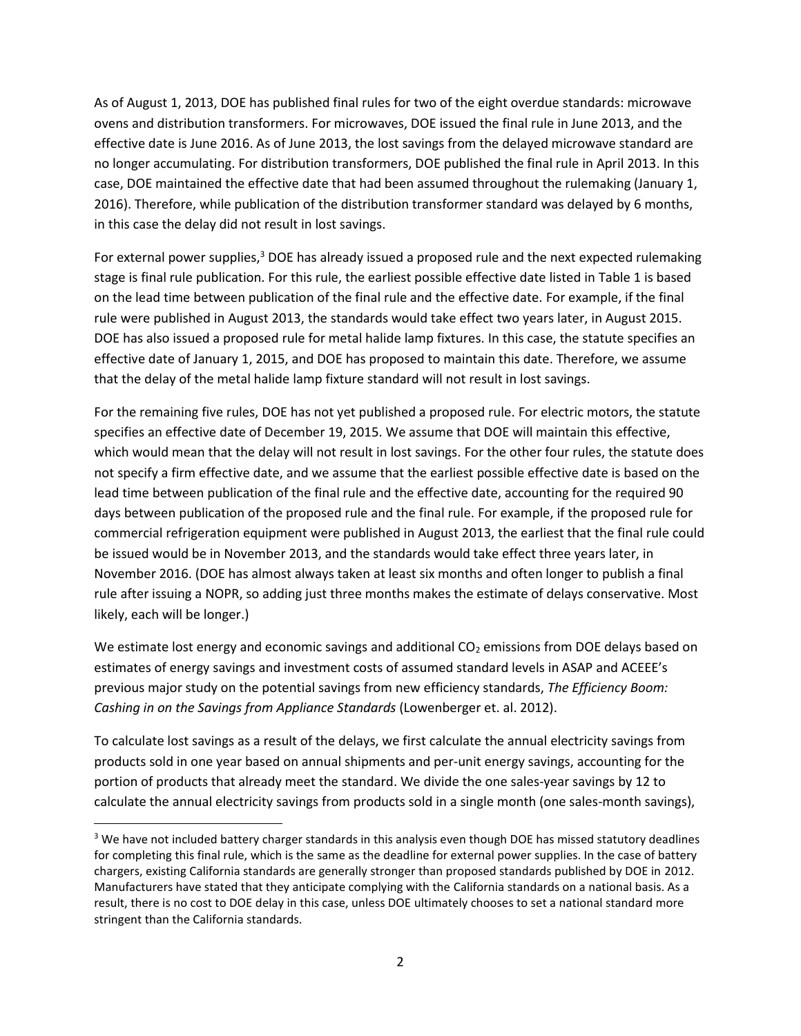As of August 1, 2013, DOE has published final rules for two of the eight overdue standards: microwave ovens and distribution transformers. For microwaves, DOE issued the final rule in June 2013, and the effective date is June 2016. As of June 2013, the lost savings from the delayed microwave standard are no longer accumulating. For distribution transformers, DOE published the final rule in April 2013. In this case, DOE maintained the effective date that had been assumed throughout the rulemaking (January 1, 2016). Therefore, while publication of the distribution transformer standard was delayed by 6 months, in this case the delay did not result in lost savings.

For external power supplies,[3] DOE has already issued a proposed rule and the next expected rulemaking stage is final rule publication. For this rule, the earliest possible effective date listed in Table 1 is based on the lead time between publication of the final rule and the effective date. For example, if the final rule were published in August 2013, the standards would take effect two years later, in August 2015. DOE has also issued a proposed rule for metal halide lamp fixtures. In this case, the statute specifies an effective date of January 1, 2015, and DOE has proposed to maintain this date. Therefore, we assume that the delay of the metal halide lamp fixture standard will not result in lost savings.

For the remaining five rules, DOE has not yet published a proposed rule. For electric motors, the statute specifies an effective date of December 19, 2015. We assume that DOE will maintain this effective, which would mean that the delay will not result in lost savings. For the other four rules, the statute does not specify a firm effective date, and we assume that the earliest possible effective date is based on the lead time between publication of the final rule and the effective date, accounting for the required 90 days between publication of the proposed rule and the final rule. For example, if the proposed rule for commercial refrigeration equipment were published in August 2013, the earliest that the final rule could be issued would be in November 2013, and the standards would take effect three years later, in November 2016. (DOE has almost always taken at least six months and often longer to publish a final rule after issuing a NOPR, so adding just three months makes the estimate of delays conservative. Most likely, each will be longer.)

We estimate lost energy and economic savings and additional $CO_2$ emissions from DOE delays based on estimates of energy savings and investment costs of assumed standard levels in ASAP and ACEEE's previous major study on the potential savings from new efficiency standards, *The Efficiency Boom: Cashing in on the Savings from Appliance Standards* (Lowenberger et. al. 2012).

To calculate lost savings as a result of the delays, we first calculate the annual electricity savings from products sold in one year based on annual shipments and per-unit energy savings, accounting for the portion of products that already meet the standard. We divide the one sales-year savings by 12 to calculate the annual electricity savings from products sold in a single month (one sales-month savings),

[3] We have not included battery charger standards in this analysis even though DOE has missed statutory deadlines for completing this final rule, which is the same as the deadline for external power supplies. In the case of battery chargers, existing California standards are generally stronger than proposed standards published by DOE in 2012. Manufacturers have stated that they anticipate complying with the California standards on a national basis. As a result, there is no cost to DOE delay in this case, unless DOE ultimately chooses to set a national standard more stringent than the California standards.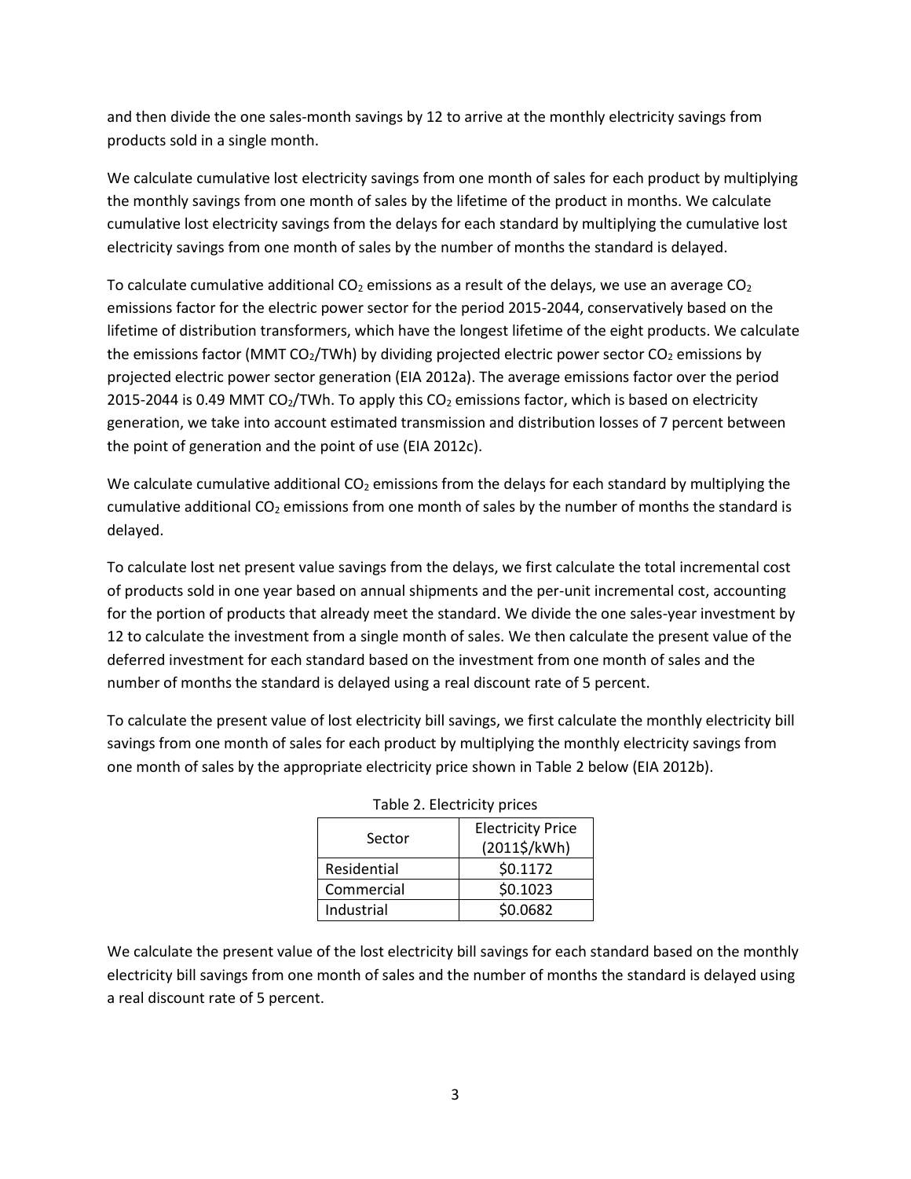and then divide the one sales-month savings by 12 to arrive at the monthly electricity savings from products sold in a single month.

We calculate cumulative lost electricity savings from one month of sales for each product by multiplying the monthly savings from one month of sales by the lifetime of the product in months. We calculate cumulative lost electricity savings from the delays for each standard by multiplying the cumulative lost electricity savings from one month of sales by the number of months the standard is delayed.

To calculate cumulative additional $CO_2$ emissions as a result of the delays, we use an average $CO_2$ emissions factor for the electric power sector for the period 2015-2044, conservatively based on the lifetime of distribution transformers, which have the longest lifetime of the eight products. We calculate the emissions factor (MMT $CO_2$/TWh) by dividing projected electric power sector $CO_2$ emissions by projected electric power sector generation (EIA 2012a). The average emissions factor over the period 2015-2044 is 0.49 MMT $CO_2$/TWh. To apply this $CO_2$ emissions factor, which is based on electricity generation, we take into account estimated transmission and distribution losses of 7 percent between the point of generation and the point of use (EIA 2012c).

We calculate cumulative additional $CO_2$ emissions from the delays for each standard by multiplying the cumulative additional $CO_2$ emissions from one month of sales by the number of months the standard is delayed.

To calculate lost net present value savings from the delays, we first calculate the total incremental cost of products sold in one year based on annual shipments and the per-unit incremental cost, accounting for the portion of products that already meet the standard. We divide the one sales-year investment by 12 to calculate the investment from a single month of sales. We then calculate the present value of the deferred investment for each standard based on the investment from one month of sales and the number of months the standard is delayed using a real discount rate of 5 percent.

To calculate the present value of lost electricity bill savings, we first calculate the monthly electricity bill savings from one month of sales for each product by multiplying the monthly electricity savings from one month of sales by the appropriate electricity price shown in Table 2 below (EIA 2012b).

Table 2. Electricity prices

| Sector | Electricity Price (2011$/kWh) |
|---|---|
| Residential | $0.1172 |
| Commercial | $0.1023 |
| Industrial | $0.0682 |

We calculate the present value of the lost electricity bill savings for each standard based on the monthly electricity bill savings from one month of sales and the number of months the standard is delayed using a real discount rate of 5 percent.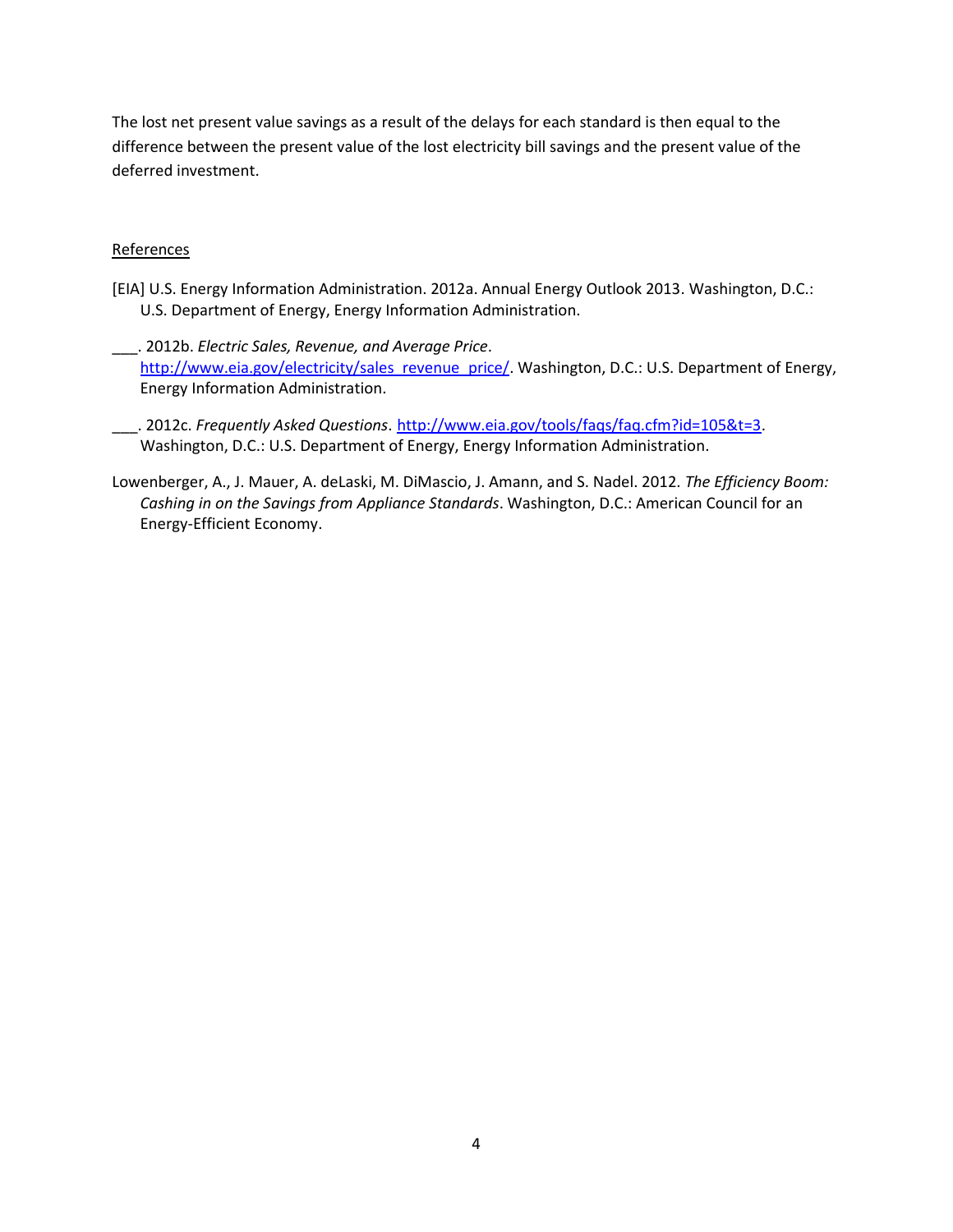The lost net present value savings as a result of the delays for each standard is then equal to the difference between the present value of the lost electricity bill savings and the present value of the deferred investment.

References

[EIA] U.S. Energy Information Administration. 2012a. Annual Energy Outlook 2013. Washington, D.C.: U.S. Department of Energy, Energy Information Administration.

___. 2012b. *Electric Sales, Revenue, and Average Price*. http://www.eia.gov/electricity/sales_revenue_price/. Washington, D.C.: U.S. Department of Energy, Energy Information Administration.

___. 2012c. *Frequently Asked Questions*. http://www.eia.gov/tools/faqs/faq.cfm?id=105&t=3. Washington, D.C.: U.S. Department of Energy, Energy Information Administration.

Lowenberger, A., J. Mauer, A. deLaski, M. DiMascio, J. Amann, and S. Nadel. 2012. *The Efficiency Boom: Cashing in on the Savings from Appliance Standards*. Washington, D.C.: American Council for an Energy-Efficient Economy.